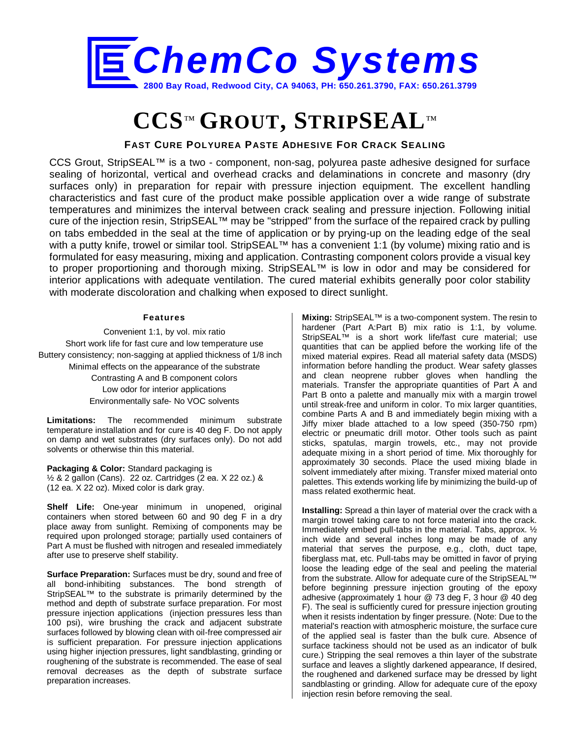# ChemCo Systems

**2800 Bay Road, Redwood City, CA 94063, PH: 650.261.3790, FAX: 650.261.3799**

# CCS™ GROUT, STRIPSEAL™

### FAST CURE POLYUREA PASTE ADHESIVE FOR CRACK SEALING

CCS Grout, StripSEAL™ is a two - component, non-sag, polyurea paste adhesive designed for surface sealing of horizontal, vertical and overhead cracks and delaminations in concrete and masonry (dry surfaces only) in preparation for repair with pressure injection equipment. The excellent handling characteristics and fast cure of the product make possible application over a wide range of substrate temperatures and minimizes the interval between crack sealing and pressure injection. Following initial cure of the injection resin, StripSEAL™ may be "stripped" from the surface of the repaired crack by pulling on tabs embedded in the seal at the time of application or by prying-up on the leading edge of the seal with a putty knife, trowel or similar tool. StripSEAL™ has a convenient 1:1 (by volume) mixing ratio and is formulated for easy measuring, mixing and application. Contrasting component colors provide a visual key to proper proportioning and thorough mixing. StripSEAL™ is low in odor and may be considered for interior applications with adequate ventilation. The cured material exhibits generally poor color stability with moderate discoloration and chalking when exposed to direct sunlight.

**Features**

Convenient 1:1, by vol. mix ratio
Short work life for fast cure and low temperature use
Buttery consistency; non-sagging at applied thickness of 1/8 inch
Minimal effects on the appearance of the substrate
Contrasting A and B component colors
Low odor for interior applications
Environmentally safe- No VOC solvents

**Limitations:** The recommended minimum substrate temperature installation and for cure is 40 deg F. Do not apply on damp and wet substrates (dry surfaces only). Do not add solvents or otherwise thin this material.

**Packaging & Color:** Standard packaging is ½ & 2 gallon (Cans). 22 oz. Cartridges (2 ea. X 22 oz.) & (12 ea. X 22 oz). Mixed color is dark gray.

**Shelf Life:** One-year minimum in unopened, original containers when stored between 60 and 90 deg F in a dry place away from sunlight. Remixing of components may be required upon prolonged storage; partially used containers of Part A must be flushed with nitrogen and resealed immediately after use to preserve shelf stability.

**Surface Preparation:** Surfaces must be dry, sound and free of all bond-inhibiting substances. The bond strength of StripSEAL™ to the substrate is primarily determined by the method and depth of substrate surface preparation. For most pressure injection applications (injection pressures less than 100 psi), wire brushing the crack and adjacent substrate surfaces followed by blowing clean with oil-free compressed air is sufficient preparation. For pressure injection applications using higher injection pressures, light sandblasting, grinding or roughening of the substrate is recommended. The ease of seal removal decreases as the depth of substrate surface preparation increases.

**Mixing:** StripSEAL™ is a two-component system. The resin to hardener (Part A:Part B) mix ratio is 1:1, by volume. StripSEAL™ is a short work life/fast cure material; use quantities that can be applied before the working life of the mixed material expires. Read all material safety data (MSDS) information before handling the product. Wear safety glasses and clean neoprene rubber gloves when handling the materials. Transfer the appropriate quantities of Part A and Part B onto a palette and manually mix with a margin trowel until streak-free and uniform in color. To mix larger quantities, combine Parts A and B and immediately begin mixing with a Jiffy mixer blade attached to a low speed (350-750 rpm) electric or pneumatic drill motor. Other tools such as paint sticks, spatulas, margin trowels, etc., may not provide adequate mixing in a short period of time. Mix thoroughly for approximately 30 seconds. Place the used mixing blade in solvent immediately after mixing. Transfer mixed material onto palettes. This extends working life by minimizing the build-up of mass related exothermic heat.

**Installing:** Spread a thin layer of material over the crack with a margin trowel taking care to not force material into the crack. Immediately embed pull-tabs in the material. Tabs, approx. ½ inch wide and several inches long may be made of any material that serves the purpose, e.g., cloth, duct tape, fiberglass mat, etc. Pull-tabs may be omitted in favor of prying loose the leading edge of the seal and peeling the material from the substrate. Allow for adequate cure of the StripSEAL™ before beginning pressure injection grouting of the epoxy adhesive (approximately 1 hour @ 73 deg F, 3 hour @ 40 deg F). The seal is sufficiently cured for pressure injection grouting when it resists indentation by finger pressure. (Note: Due to the material's reaction with atmospheric moisture, the surface cure of the applied seal is faster than the bulk cure. Absence of surface tackiness should not be used as an indicator of bulk cure.) Stripping the seal removes a thin layer of the substrate surface and leaves a slightly darkened appearance, If desired, the roughened and darkened surface may be dressed by light sandblasting or grinding. Allow for adequate cure of the epoxy injection resin before removing the seal.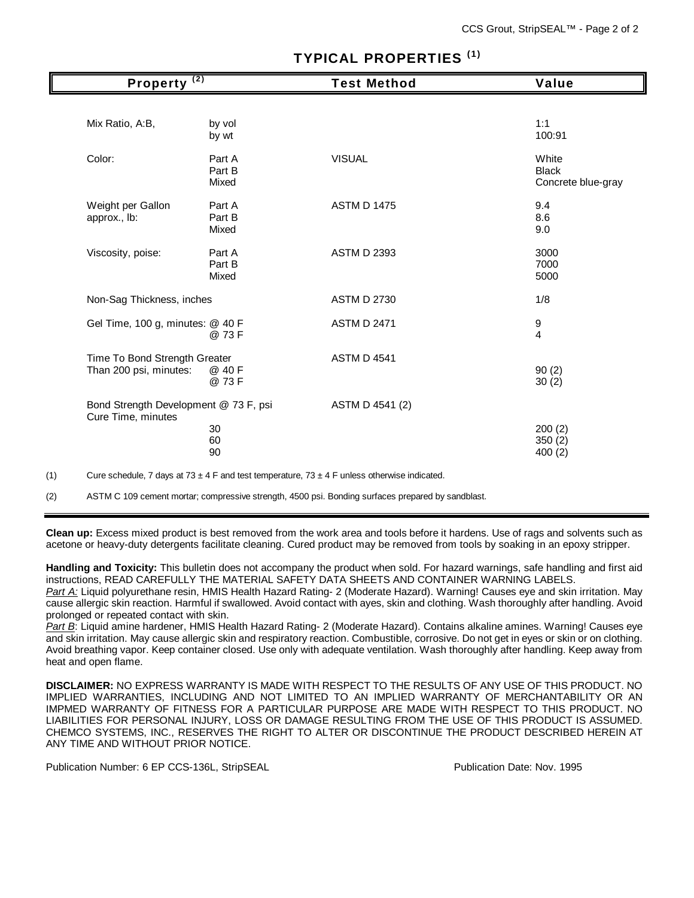## TYPICAL PROPERTIES [1]

| Property [2] | | Test Method | Value |
|---|---|---|---|
| Mix Ratio, A:B, | by vol | | 1:1 |
| | by wt | | 100:91 |
| Color: | Part A | VISUAL | White |
| | Part B | | Black |
| | Mixed | | Concrete blue-gray |
| Weight per Gallon approx., lb: | Part A | ASTM D 1475 | 9.4 |
| | Part B | | 8.6 |
| | Mixed | | 9.0 |
| Viscosity, poise: | Part A | ASTM D 2393 | 3000 |
| | Part B | | 7000 |
| | Mixed | | 5000 |
| Non-Sag Thickness, inches | | ASTM D 2730 | 1/8 |
| Gel Time, 100 g, minutes: | @ 40 F | ASTM D 2471 | 9 |
| | @ 73 F | | 4 |
| Time To Bond Strength Greater Than 200 psi, minutes: | @ 40 F | ASTM D 4541 | 90 (2) |
| | @ 73 F | | 30 (2) |
| Bond Strength Development @ 73 F, psi Cure Time, minutes | | ASTM D 4541 (2) | |
| | 30 | | 200 (2) |
| | 60 | | 350 (2) |
| | 90 | | 400 (2) |

(1) Cure schedule, 7 days at 73 ± 4 F and test temperature, 73 ± 4 F unless otherwise indicated.

(2) ASTM C 109 cement mortar; compressive strength, 4500 psi. Bonding surfaces prepared by sandblast.

**Clean up:** Excess mixed product is best removed from the work area and tools before it hardens. Use of rags and solvents such as acetone or heavy-duty detergents facilitate cleaning. Cured product may be removed from tools by soaking in an epoxy stripper.

**Handling and Toxicity:** This bulletin does not accompany the product when sold. For hazard warnings, safe handling and first aid instructions, READ CAREFULLY THE MATERIAL SAFETY DATA SHEETS AND CONTAINER WARNING LABELS.
*Part A:* Liquid polyurethane resin, HMIS Health Hazard Rating- 2 (Moderate Hazard). Warning! Causes eye and skin irritation. May cause allergic skin reaction. Harmful if swallowed. Avoid contact with ayes, skin and clothing. Wash thoroughly after handling. Avoid prolonged or repeated contact with skin.
*Part B*: Liquid amine hardener, HMIS Health Hazard Rating- 2 (Moderate Hazard). Contains alkaline amines. Warning! Causes eye and skin irritation. May cause allergic skin and respiratory reaction. Combustible, corrosive. Do not get in eyes or skin or on clothing. Avoid breathing vapor. Keep container closed. Use only with adequate ventilation. Wash thoroughly after handling. Keep away from heat and open flame.

**DISCLAIMER:** NO EXPRESS WARRANTY IS MADE WITH RESPECT TO THE RESULTS OF ANY USE OF THIS PRODUCT. NO IMPLIED WARRANTIES, INCLUDING AND NOT LIMITED TO AN IMPLIED WARRANTY OF MERCHANTABILITY OR AN IMPMED WARRANTY OF FITNESS FOR A PARTICULAR PURPOSE ARE MADE WITH RESPECT TO THIS PRODUCT. NO LIABILITIES FOR PERSONAL INJURY, LOSS OR DAMAGE RESULTING FROM THE USE OF THIS PRODUCT IS ASSUMED. CHEMCO SYSTEMS, INC., RESERVES THE RIGHT TO ALTER OR DISCONTINUE THE PRODUCT DESCRIBED HEREIN AT ANY TIME AND WITHOUT PRIOR NOTICE.

Publication Number: 6 EP CCS-136L, StripSEAL    Publication Date: Nov. 1995